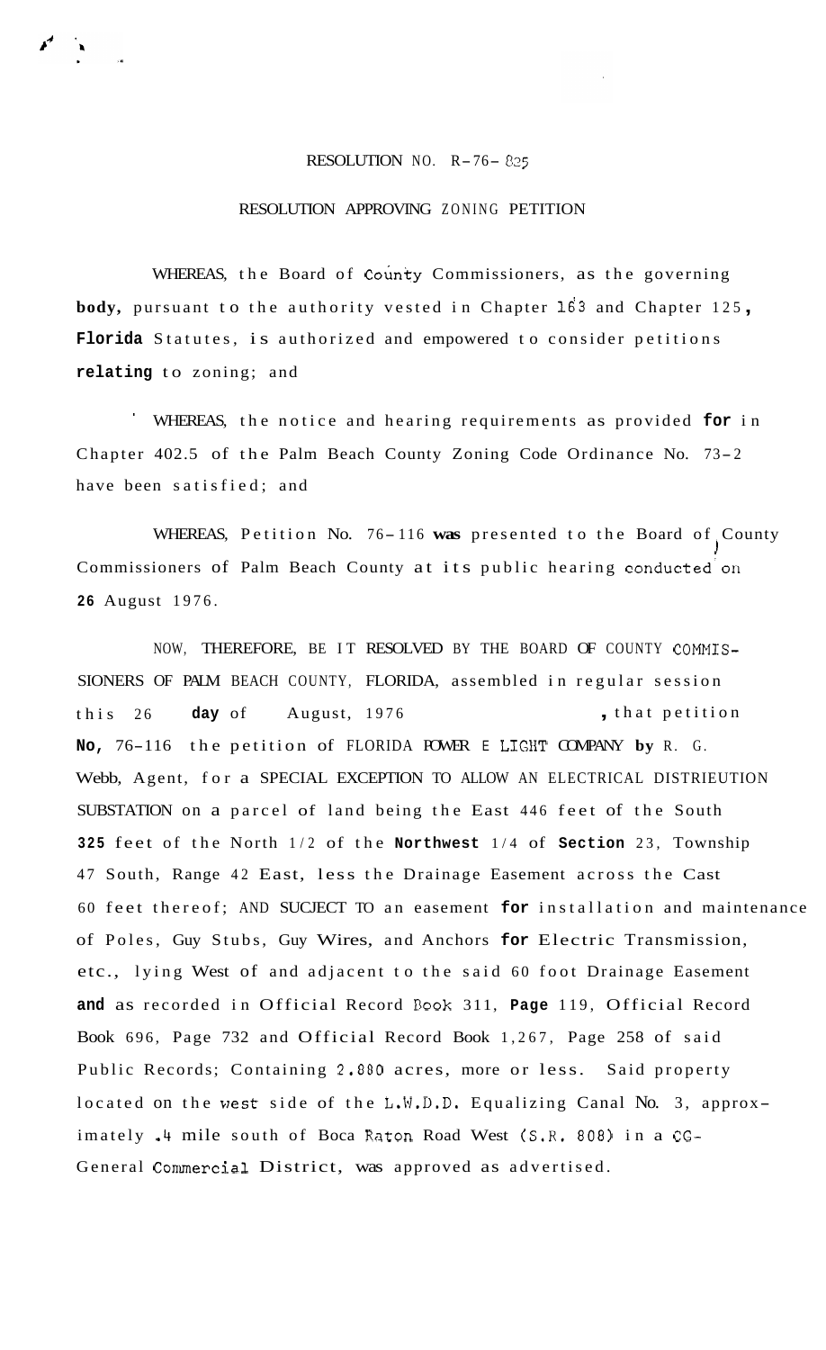RESOLUTION NO. R-76- 825

RESOLUTION APPROVING ZONING PETITION

WHEREAS, the Board of County Commissioners, as the governing body, pursuant to the authority vested in Chapter 163 and Chapter 125, Florida Statutes, is authorized and empowered to consider petitions relating to zoning; and

WHEREAS, the notice and hearing requirements as provided for in Chapter 402.5 of the Palm Beach County Zoning Code Ordinance No. 73-2 have been satisfied; and

WHEREAS, Petition No. 76-116 was presented to the Board of County Commissioners of Palm Beach County at its public hearing conducted on 26 August 1976.

NOW, THEREFORE, BE IT RESOLVED BY THE BOARD OF COUNTY COMMISSIONERS OF PALM BEACH COUNTY, FLORIDA, assembled in regular session this 26 day of August, 1976 , that petition No, 76-116 the petition of FLORIDA POWER E LIGHT COMPANY by R. G. Webb, Agent, for a SPECIAL EXCEPTION TO ALLOW AN ELECTRICAL DISTRIEUTION SUBSTATION on a parcel of land being the East 446 feet of the South 325 feet of the North 1/2 of the Northwest 1/4 of Section 23, Township 47 South, Range 42 East, less the Drainage Easement across the Cast 60 feet thereof; AND SUCJECT TO an easement for installation and maintenance of Poles, Guy Stubs, Guy Wires, and Anchors for Electric Transmission, etc., lying West of and adjacent to the said 60 foot Drainage Easement and as recorded in Official Record Book 311, Page 119, Official Record Book 696, Page 732 and Official Record Book 1,267, Page 258 of said Public Records; Containing 2.880 acres, more or less. Said property located on the west side of the L.W.D.D. Equalizing Canal No. 3, approximately .4 mile south of Boca Raton Road West (S.R. 808) in a CG-General Commercial District, was approved as advertised.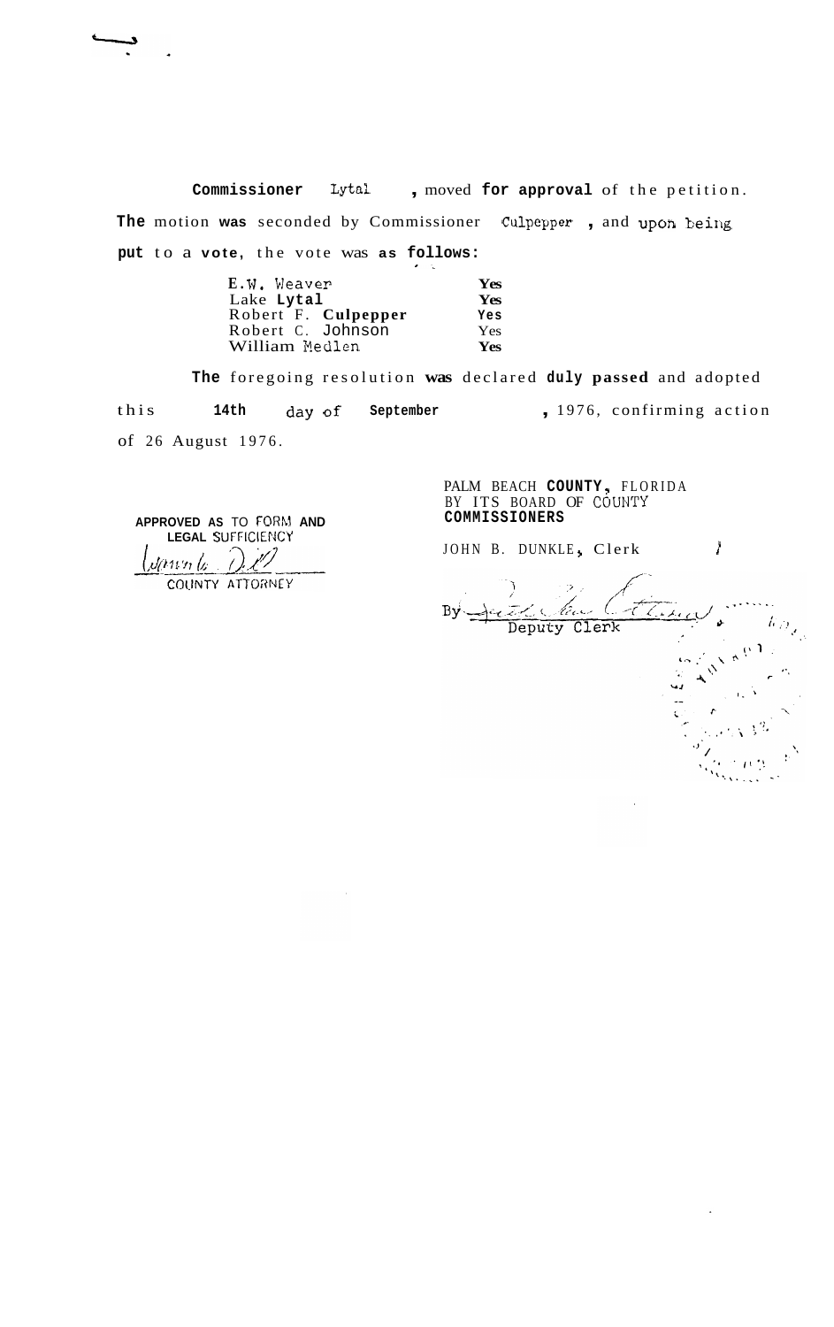Commissioner Lytal, moved for approval of the petition. The motion was seconded by Commissioner Culpepper, and upon being put to a vote, the vote was as follows:

| | |
|---|---|
| E.W. Weaver | Yes |
| Lake Lytal | Yes |
| Robert F. Culpepper | Yes |
| Robert C. Johnson | Yes |
| William Medlen | Yes |

The foregoing resolution was declared duly passed and adopted this 14th day of September, 1976, confirming action of 26 August 1976.

APPROVED AS TO FORM AND LEGAL SUFFICIENCY

COUNTY ATTORNEY

PALM BEACH COUNTY, FLORIDA
BY ITS BOARD OF COUNTY COMMISSIONERS

JOHN B. DUNKLE, Clerk

By ______________________
Deputy Clerk